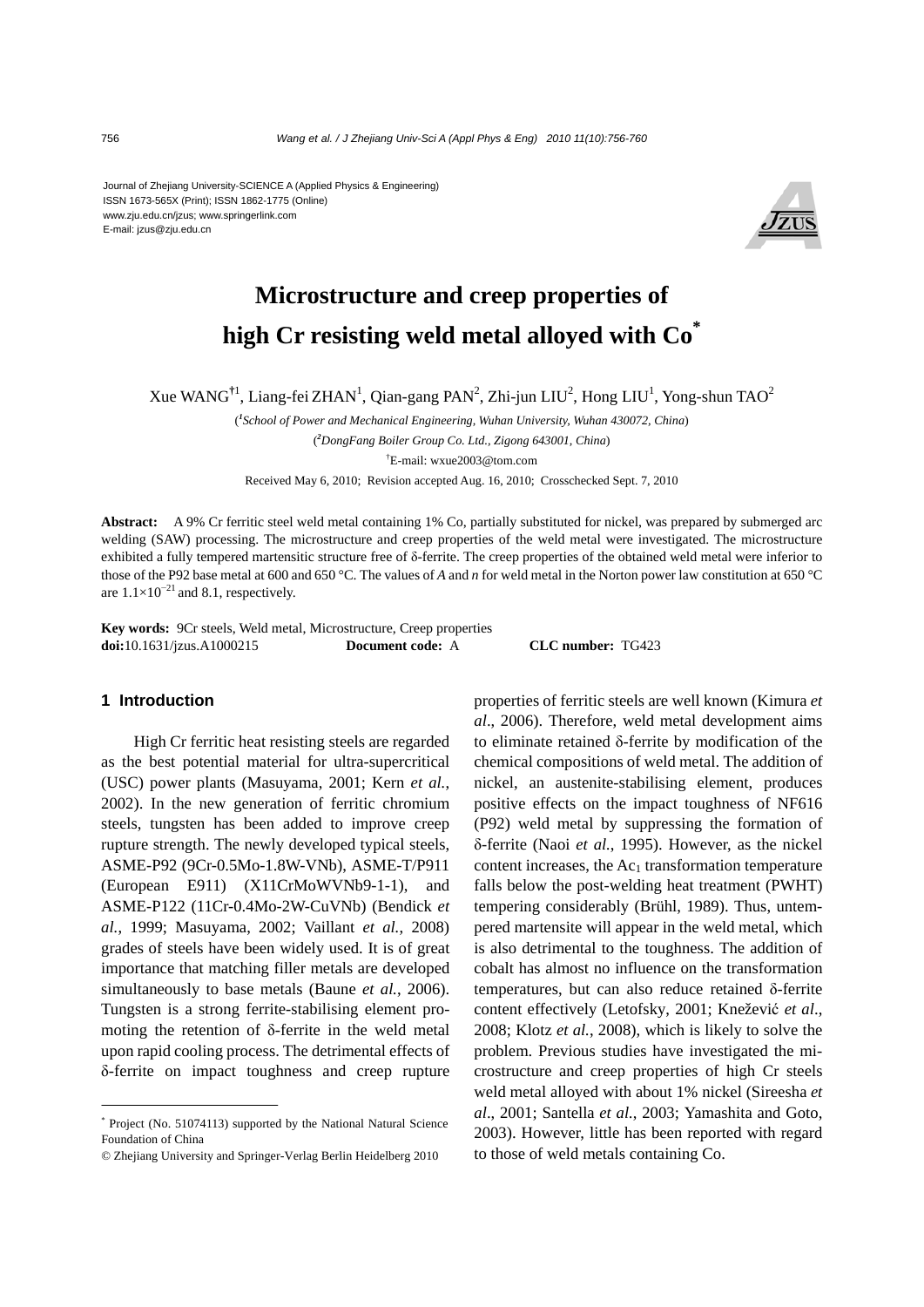Journal of Zhejiang University-SCIENCE A (Applied Physics & Engineering)
ISSN 1673-565X (Print); ISSN 1862-1775 (Online)
www.zju.edu.cn/jzus; www.springerlink.com
E-mail: jzus@zju.edu.cn

# Microstructure and creep properties of high Cr resisting weld metal alloyed with Co*

Xue WANG†1, Liang-fei ZHAN[1], Qian-gang PAN[2], Zhi-jun LIU[2], Hong LIU[1], Yong-shun TAO[2]

([1]*School of Power and Mechanical Engineering, Wuhan University, Wuhan 430072, China*)

([2]*DongFang Boiler Group Co. Ltd., Zigong 643001, China*)

†E-mail: wxue2003@tom.com

Received May 6, 2010; Revision accepted Aug. 16, 2010; Crosschecked Sept. 7, 2010

**Abstract:** A 9% Cr ferritic steel weld metal containing 1% Co, partially substituted for nickel, was prepared by submerged arc welding (SAW) processing. The microstructure and creep properties of the weld metal were investigated. The microstructure exhibited a fully tempered martensitic structure free of δ-ferrite. The creep properties of the obtained weld metal were inferior to those of the P92 base metal at 600 and 650 °C. The values of *A* and *n* for weld metal in the Norton power law constitution at 650 °C are $1.1\times10^{-21}$ and 8.1, respectively.

**Key words:** 9Cr steels, Weld metal, Microstructure, Creep properties
**doi:**10.1631/jzus.A1000215 **Document code:** A **CLC number:** TG423

## 1 Introduction

High Cr ferritic heat resisting steels are regarded as the best potential material for ultra-supercritical (USC) power plants (Masuyama, 2001; Kern *et al.*, 2002). In the new generation of ferritic chromium steels, tungsten has been added to improve creep rupture strength. The newly developed typical steels, ASME-P92 (9Cr-0.5Mo-1.8W-VNb), ASME-T/P911 (European E911) (X11CrMoWVNb9-1-1), and ASME-P122 (11Cr-0.4Mo-2W-CuVNb) (Bendick *et al.*, 1999; Masuyama, 2002; Vaillant *et al.*, 2008) grades of steels have been widely used. It is of great importance that matching filler metals are developed simultaneously to base metals (Baune *et al.*, 2006). Tungsten is a strong ferrite-stabilising element promoting the retention of δ-ferrite in the weld metal upon rapid cooling process. The detrimental effects of δ-ferrite on impact toughness and creep rupture properties of ferritic steels are well known (Kimura *et al*., 2006). Therefore, weld metal development aims to eliminate retained δ-ferrite by modification of the chemical compositions of weld metal. The addition of nickel, an austenite-stabilising element, produces positive effects on the impact toughness of NF616 (P92) weld metal by suppressing the formation of δ-ferrite (Naoi *et al.*, 1995). However, as the nickel content increases, the $Ac_1$ transformation temperature falls below the post-welding heat treatment (PWHT) tempering considerably (Brühl, 1989). Thus, untempered martensite will appear in the weld metal, which is also detrimental to the toughness. The addition of cobalt has almost no influence on the transformation temperatures, but can also reduce retained δ-ferrite content effectively (Letofsky, 2001; Knežević *et al.*, 2008; Klotz *et al.*, 2008), which is likely to solve the problem. Previous studies have investigated the microstructure and creep properties of high Cr steels weld metal alloyed with about 1% nickel (Sireesha *et al*., 2001; Santella *et al.*, 2003; Yamashita and Goto, 2003). However, little has been reported with regard to those of weld metals containing Co.

---

* Project (No. 51074113) supported by the National Natural Science Foundation of China

© Zhejiang University and Springer-Verlag Berlin Heidelberg 2010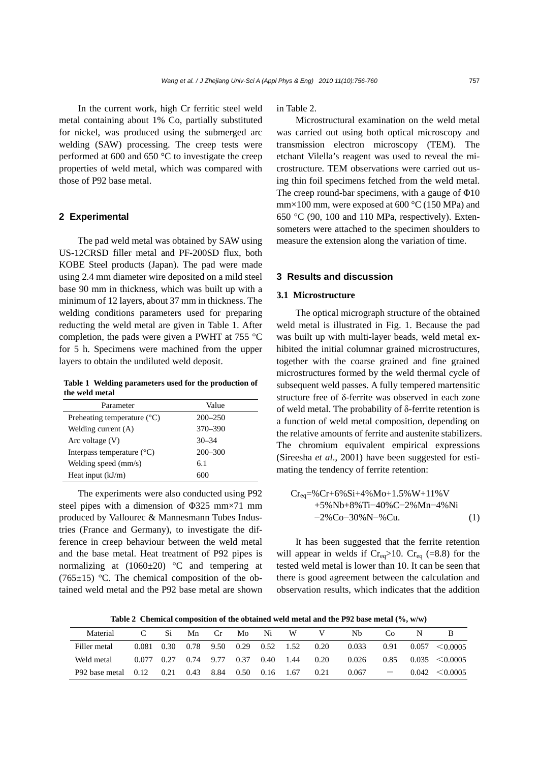In the current work, high Cr ferritic steel weld metal containing about 1% Co, partially substituted for nickel, was produced using the submerged arc welding (SAW) processing. The creep tests were performed at 600 and 650 °C to investigate the creep properties of weld metal, which was compared with those of P92 base metal.

## 2 Experimental

The pad weld metal was obtained by SAW using US-12CRSD filler metal and PF-200SD flux, both KOBE Steel products (Japan). The pad were made using 2.4 mm diameter wire deposited on a mild steel base 90 mm in thickness, which was built up with a minimum of 12 layers, about 37 mm in thickness. The welding conditions parameters used for preparing reducting the weld metal are given in Table 1. After completion, the pads were given a PWHT at 755 °C for 5 h. Specimens were machined from the upper layers to obtain the undiluted weld deposit.

**Table 1 Welding parameters used for the production of the weld metal**

| Parameter | Value |
|---|---|
| Preheating temperature (°C) | 200–250 |
| Welding current (A) | 370–390 |
| Arc voltage (V) | 30–34 |
| Interpass temperature (°C) | 200–300 |
| Welding speed (mm/s) | 6.1 |
| Heat input (kJ/m) | 600 |

The experiments were also conducted using P92 steel pipes with a dimension of Φ325 mm×71 mm produced by Vallourec & Mannesmann Tubes Industries (France and Germany), to investigate the difference in creep behaviour between the weld metal and the base metal. Heat treatment of P92 pipes is normalizing at (1060±20) °C and tempering at (765±15) °C. The chemical composition of the obtained weld metal and the P92 base metal are shown in Table 2.

Microstructural examination on the weld metal was carried out using both optical microscopy and transmission electron microscopy (TEM). The etchant Vilella's reagent was used to reveal the microstructure. TEM observations were carried out using thin foil specimens fetched from the weld metal. The creep round-bar specimens, with a gauge of Φ10 mm×100 mm, were exposed at 600 °C (150 MPa) and 650 °C (90, 100 and 110 MPa, respectively). Extensometers were attached to the specimen shoulders to measure the extension along the variation of time.

## 3 Results and discussion

### 3.1 Microstructure

The optical micrograph structure of the obtained weld metal is illustrated in Fig. 1. Because the pad was built up with multi-layer beads, weld metal exhibited the initial columnar grained microstructures, together with the coarse grained and fine grained microstructures formed by the weld thermal cycle of subsequent weld passes. A fully tempered martensitic structure free of δ-ferrite was observed in each zone of weld metal. The probability of δ-ferrite retention is a function of weld metal composition, depending on the relative amounts of ferrite and austenite stabilizers. The chromium equivalent empirical expressions (Sireesha *et al*., 2001) have been suggested for estimating the tendency of ferrite retention:

$$\begin{aligned}Cr_{eq}=&\%Cr+6\%Si+4\%Mo+1.5\%W+11\%V\\&+5\%Nb+8\%Ti-40\%C-2\%Mn-4\%Ni\\&-2\%Co-30\%N-\%Cu.\end{aligned} \quad (1)$$

It has been suggested that the ferrite retention will appear in welds if $Cr_{eq}>10$. $Cr_{eq}$ (=8.8) for the tested weld metal is lower than 10. It can be seen that there is good agreement between the calculation and observation results, which indicates that the addition

**Table 2 Chemical composition of the obtained weld metal and the P92 base metal (%, w/w)**

| Material | C | Si | Mn | Cr | Mo | Ni | W | V | Nb | Co | N | B |
|---|---|---|---|---|---|---|---|---|---|---|---|---|
| Filler metal | 0.081 | 0.30 | 0.78 | 9.50 | 0.29 | 0.52 | 1.52 | 0.20 | 0.033 | 0.91 | 0.057 | <0.0005 |
| Weld metal | 0.077 | 0.27 | 0.74 | 9.77 | 0.37 | 0.40 | 1.44 | 0.20 | 0.026 | 0.85 | 0.035 | <0.0005 |
| P92 base metal | 0.12 | 0.21 | 0.43 | 8.84 | 0.50 | 0.16 | 1.67 | 0.21 | 0.067 | − | 0.042 | <0.0005 |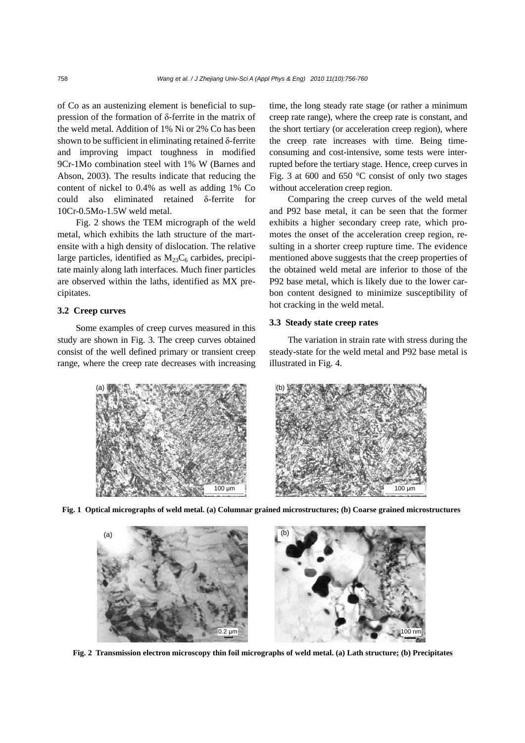of Co as an austenizing element is beneficial to suppression of the formation of δ-ferrite in the matrix of the weld metal. Addition of 1% Ni or 2% Co has been shown to be sufficient in eliminating retained δ-ferrite and improving impact toughness in modified 9Cr-1Mo combination steel with 1% W (Barnes and Abson, 2003). The results indicate that reducing the content of nickel to 0.4% as well as adding 1% Co could also eliminated retained δ-ferrite for 10Cr-0.5Mo-1.5W weld metal.

Fig. 2 shows the TEM micrograph of the weld metal, which exhibits the lath structure of the martensite with a high density of dislocation. The relative large particles, identified as $M_{23}C_6$ carbides, precipitate mainly along lath interfaces. Much finer particles are observed within the laths, identified as MX precipitates.

### 3.2 Creep curves

Some examples of creep curves measured in this study are shown in Fig. 3. The creep curves obtained consist of the well defined primary or transient creep range, where the creep rate decreases with increasing time, the long steady rate stage (or rather a minimum creep rate range), where the creep rate is constant, and the short tertiary (or acceleration creep region), where the creep rate increases with time. Being time-consuming and cost-intensive, some tests were interrupted before the tertiary stage. Hence, creep curves in Fig. 3 at 600 and 650 °C consist of only two stages without acceleration creep region.

Comparing the creep curves of the weld metal and P92 base metal, it can be seen that the former exhibits a higher secondary creep rate, which promotes the onset of the acceleration creep region, resulting in a shorter creep rupture time. The evidence mentioned above suggests that the creep properties of the obtained weld metal are inferior to those of the P92 base metal, which is likely due to the lower carbon content designed to minimize susceptibility of hot cracking in the weld metal.

### 3.3 Steady state creep rates

The variation in strain rate with stress during the steady-state for the weld metal and P92 base metal is illustrated in Fig. 4.

**Fig. 1 Optical micrographs of weld metal. (a) Columnar grained microstructures; (b) Coarse grained microstructures**

**Fig. 2 Transmission electron microscopy thin foil micrographs of weld metal. (a) Lath structure; (b) Precipitates**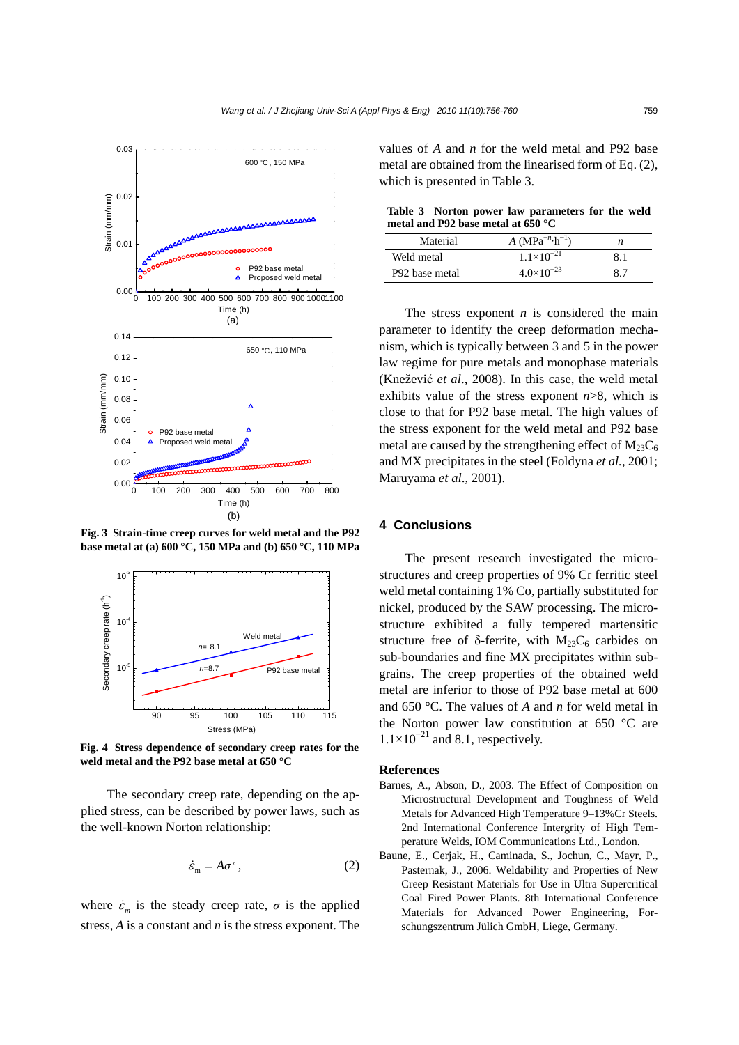Fig. 3 Strain-time creep curves for weld metal and the P92 base metal at (a) 600 °C, 150 MPa and (b) 650 °C, 110 MPa

Fig. 4 Stress dependence of secondary creep rates for the weld metal and the P92 base metal at 650 °C

The secondary creep rate, depending on the applied stress, can be described by power laws, such as the well-known Norton relationship:

$$\dot{\varepsilon}_{\mathrm{m}} = A\sigma^{n}, \tag{2}$$

where $\dot{\varepsilon}_m$ is the steady creep rate, $\sigma$ is the applied stress, $A$ is a constant and $n$ is the stress exponent. The values of $A$ and $n$ for the weld metal and P92 base metal are obtained from the linearised form of Eq. (2), which is presented in Table 3.

**Table 3 Norton power law parameters for the weld metal and P92 base metal at 650 °C**

| Material | $A$ ($\mathrm{MPa}^{-n}\cdot\mathrm{h}^{-1}$) | $n$ |
|---|---|---|
| Weld metal | $1.1\times10^{-21}$ | 8.1 |
| P92 base metal | $4.0\times10^{-23}$ | 8.7 |

The stress exponent $n$ is considered the main parameter to identify the creep deformation mechanism, which is typically between 3 and 5 in the power law regime for pure metals and monophase materials (Knežević *et al*., 2008). In this case, the weld metal exhibits a value of the stress exponent $n$>8, which is close to that for P92 base metal. The high values of the stress exponent for the weld metal and P92 base metal are caused by the strengthening effect of $M_{23}C_6$ and MX precipitates in the steel (Foldyna *et al.*, 2001; Maruyama *et al*., 2001).

## 4 Conclusions

The present research investigated the microstructures and creep properties of 9% Cr ferritic steel weld metal containing 1% Co, partially substituted for nickel, produced by the SAW processing. The microstructure exhibited a fully tempered martensitic structure free of δ-ferrite, with $M_{23}C_6$ carbides on sub-boundaries and fine MX precipitates within subgrains. The creep properties of the obtained weld metal are inferior to those of P92 base metal at 600 and 650 °C. The values of $A$ and $n$ for weld metal in the Norton power law constitution at 650 °C are $1.1\times10^{-21}$ and 8.1, respectively.

## References

Barnes, A., Abson, D., 2003. The Effect of Composition on Microstructural Development and Toughness of Weld Metals for Advanced High Temperature 9–13%Cr Steels. 2nd International Conference Intergrity of High Temperature Welds, IOM Communications Ltd., London.

Baune, E., Cerjak, H., Caminada, S., Jochun, C., Mayr, P., Pasternak, J., 2006. Weldability and Properties of New Creep Resistant Materials for Use in Ultra Supercritical Coal Fired Power Plants. 8th International Conference Materials for Advanced Power Engineering, Forschungszentrum Jülich GmbH, Liege, Germany.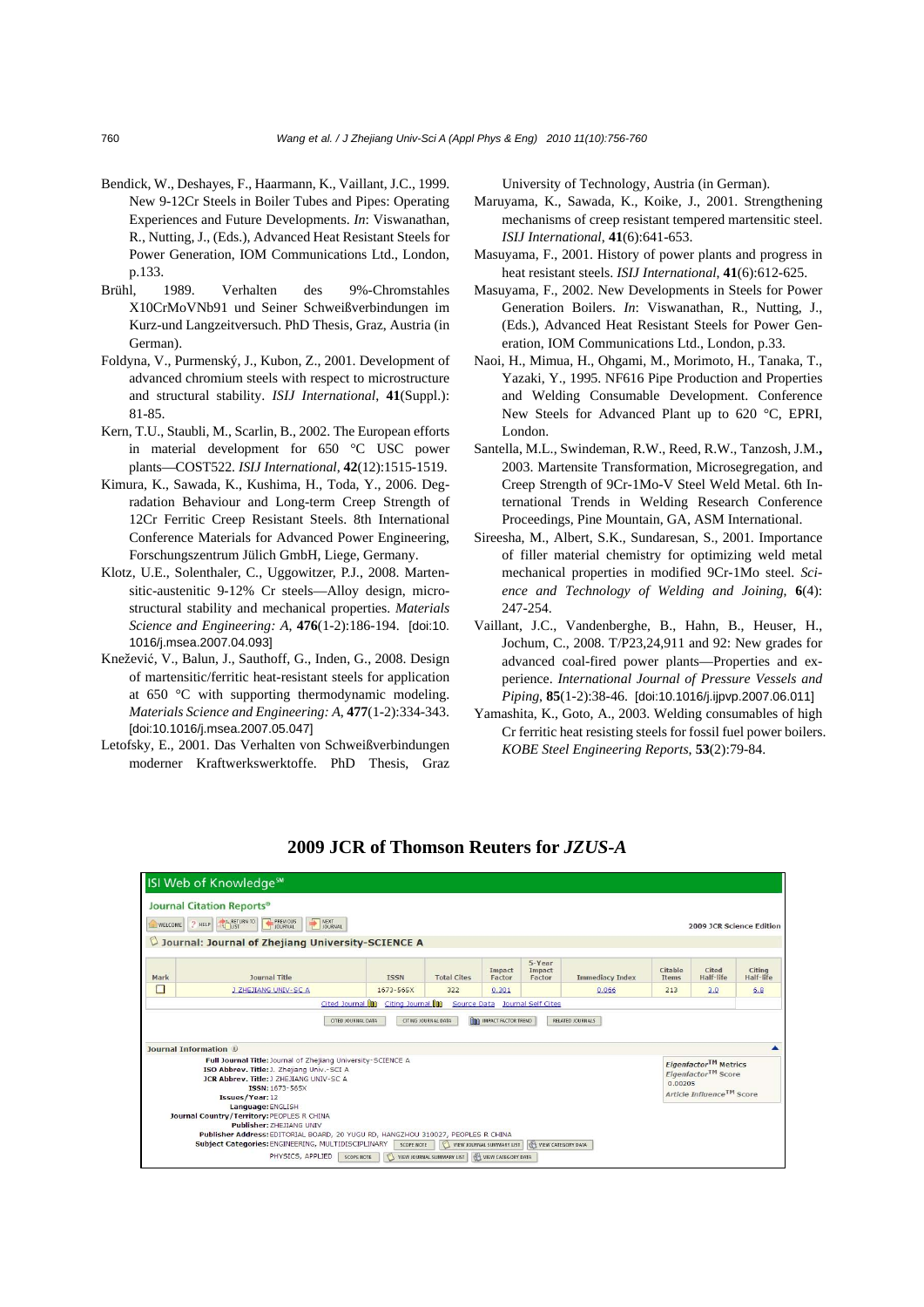Bendick, W., Deshayes, F., Haarmann, K., Vaillant, J.C., 1999. New 9-12Cr Steels in Boiler Tubes and Pipes: Operating Experiences and Future Developments. *In*: Viswanathan, R., Nutting, J., (Eds.), Advanced Heat Resistant Steels for Power Generation, IOM Communications Ltd., London, p.133.

Brühl, 1989. Verhalten des 9%-Chromstahles X10CrMoVNb91 und Seiner Schweißverbindungen im Kurz-und Langzeitversuch. PhD Thesis, Graz, Austria (in German).

Foldyna, V., Purmenský, J., Kubon, Z., 2001. Development of advanced chromium steels with respect to microstructure and structural stability. *ISIJ International*, **41**(Suppl.): 81-85.

Kern, T.U., Staubli, M., Scarlin, B., 2002. The European efforts in material development for 650 °C USC power plants—COST522. *ISIJ International*, **42**(12):1515-1519.

Kimura, K., Sawada, K., Kushima, H., Toda, Y., 2006. Degradation Behaviour and Long-term Creep Strength of 12Cr Ferritic Creep Resistant Steels. 8th International Conference Materials for Advanced Power Engineering, Forschungszentrum Jülich GmbH, Liege, Germany.

Klotz, U.E., Solenthaler, C., Uggowitzer, P.J., 2008. Martensitic-austenitic 9-12% Cr steels—Alloy design, microstructural stability and mechanical properties. *Materials Science and Engineering: A*, **476**(1-2):186-194. [doi:10.1016/j.msea.2007.04.093]

Knežević, V., Balun, J., Sauthoff, G., Inden, G., 2008. Design of martensitic/ferritic heat-resistant steels for application at 650 °C with supporting thermodynamic modeling. *Materials Science and Engineering: A*, **477**(1-2):334-343. [doi:10.1016/j.msea.2007.05.047]

Letofsky, E., 2001. Das Verhalten von Schweißverbindungen moderner Kraftwerkswerktoffe. PhD Thesis, Graz University of Technology, Austria (in German).

Maruyama, K., Sawada, K., Koike, J., 2001. Strengthening mechanisms of creep resistant tempered martensitic steel. *ISIJ International*, **41**(6):641-653.

Masuyama, F., 2001. History of power plants and progress in heat resistant steels. *ISIJ International*, **41**(6):612-625.

Masuyama, F., 2002. New Developments in Steels for Power Generation Boilers. *In*: Viswanathan, R., Nutting, J., (Eds.), Advanced Heat Resistant Steels for Power Generation, IOM Communications Ltd., London, p.33.

Naoi, H., Mimua, H., Ohgami, M., Morimoto, H., Tanaka, T., Yazaki, Y., 1995. NF616 Pipe Production and Properties and Welding Consumable Development. Conference New Steels for Advanced Plant up to 620 °C, EPRI, London.

Santella, M.L., Swindeman, R.W., Reed, R.W., Tanzosh, J.M., 2003. Martensite Transformation, Microsegregation, and Creep Strength of 9Cr-1Mo-V Steel Weld Metal. 6th International Trends in Welding Research Conference Proceedings, Pine Mountain, GA, ASM International.

Sireesha, M., Albert, S.K., Sundaresan, S., 2001. Importance of filler material chemistry for optimizing weld metal mechanical properties in modified 9Cr-1Mo steel. *Science and Technology of Welding and Joining*, **6**(4): 247-254.

Vaillant, J.C., Vandenberghe, B., Hahn, B., Heuser, H., Jochum, C., 2008. T/P23,24,911 and 92: New grades for advanced coal-fired power plants—Properties and experience. *International Journal of Pressure Vessels and Piping*, **85**(1-2):38-46. [doi:10.1016/j.ijpvp.2007.06.011]

Yamashita, K., Goto, A., 2003. Welding consumables of high Cr ferritic heat resisting steels for fossil fuel power boilers. *KOBE Steel Engineering Reports*, **53**(2):79-84.

## 2009 JCR of Thomson Reuters for *JZUS-A*

ISI Web of Knowledge℠

Journal Citation Reports®

2009 JCR Science Edition

Journal: Journal of Zhejiang University-SCIENCE A

| Mark | Journal Title | ISSN | Total Cites | Impact Factor | 5-Year Impact Factor | Immediacy Index | Citable Items | Cited Half-life | Citing Half-life |
|---|---|---|---|---|---|---|---|---|---|
| ☐ | J ZHEJIANG UNIV-SC A | 1673-565X | 322 | 0.301 | | 0.066 | 213 | 3.0 | 6.8 |

Journal Information

Full Journal Title: Journal of Zhejiang University-SCIENCE A
ISO Abbrev. Title: J. Zhejiang Univ.-SCI A
JCR Abbrev. Title: J ZHEJIANG UNIV-SC A
ISSN: 1673-565X
Issues/Year: 12
Language: ENGLISH
Journal Country/Territory: PEOPLES R CHINA
Publisher: ZHEJIANG UNIV
Publisher Address: EDITORIAL BOARD, 20 YUGU RD, HANGZHOU 310027, PEOPLES R CHINA
Subject Categories: ENGINEERING, MULTIDISCIPLINARY; PHYSICS, APPLIED

Eigenfactor™ Metrics
Eigenfactor™ Score 0.00205
Article Influence™ Score